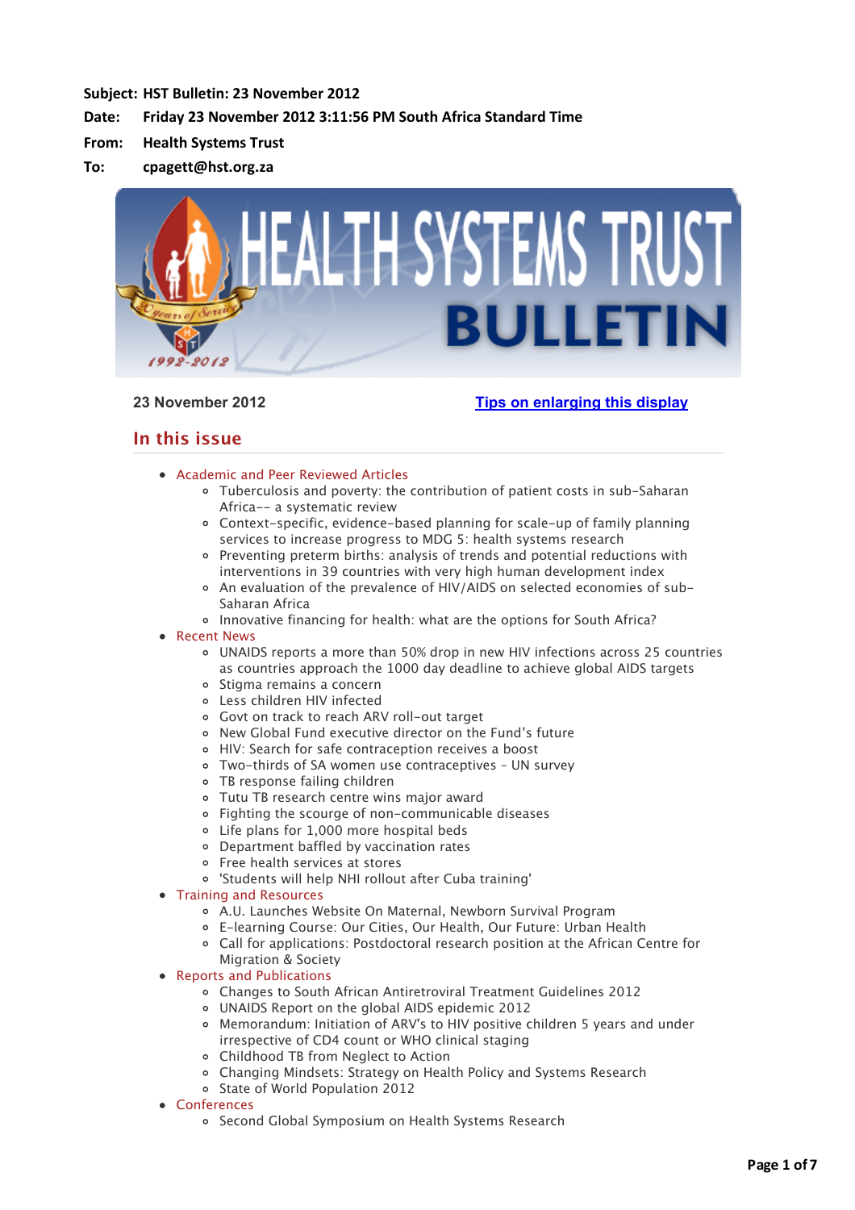**Subject:** HST Bulletin: 23 November 2012

**Date:** Friday 23 November 2012 3:11:56 PM South Africa Standard Time

**From:** Health Systems Trust

**To:** cpagett@hst.org.za

23 November 2012

Tips on enlarging this display

## In this issue

- Academic and Peer Reviewed Articles
  - Tuberculosis and poverty: the contribution of patient costs in sub-Saharan Africa-- a systematic review
  - Context-specific, evidence-based planning for scale-up of family planning services to increase progress to MDG 5: health systems research
  - Preventing preterm births: analysis of trends and potential reductions with interventions in 39 countries with very high human development index
  - An evaluation of the prevalence of HIV/AIDS on selected economies of sub-Saharan Africa
  - Innovative financing for health: what are the options for South Africa?
- Recent News
  - UNAIDS reports a more than 50% drop in new HIV infections across 25 countries as countries approach the 1000 day deadline to achieve global AIDS targets
  - Stigma remains a concern
  - Less children HIV infected
  - Govt on track to reach ARV roll-out target
  - New Global Fund executive director on the Fund's future
  - HIV: Search for safe contraception receives a boost
  - Two-thirds of SA women use contraceptives - UN survey
  - TB response failing children
  - Tutu TB research centre wins major award
  - Fighting the scourge of non-communicable diseases
  - Life plans for 1,000 more hospital beds
  - Department baffled by vaccination rates
  - Free health services at stores
  - 'Students will help NHI rollout after Cuba training'
- Training and Resources
  - A.U. Launches Website On Maternal, Newborn Survival Program
  - E-learning Course: Our Cities, Our Health, Our Future: Urban Health
  - Call for applications: Postdoctoral research position at the African Centre for Migration & Society
- Reports and Publications
  - Changes to South African Antiretroviral Treatment Guidelines 2012
  - UNAIDS Report on the global AIDS epidemic 2012
  - Memorandum: Initiation of ARV's to HIV positive children 5 years and under irrespective of CD4 count or WHO clinical staging
  - Childhood TB from Neglect to Action
  - Changing Mindsets: Strategy on Health Policy and Systems Research
  - State of World Population 2012
- Conferences
  - Second Global Symposium on Health Systems Research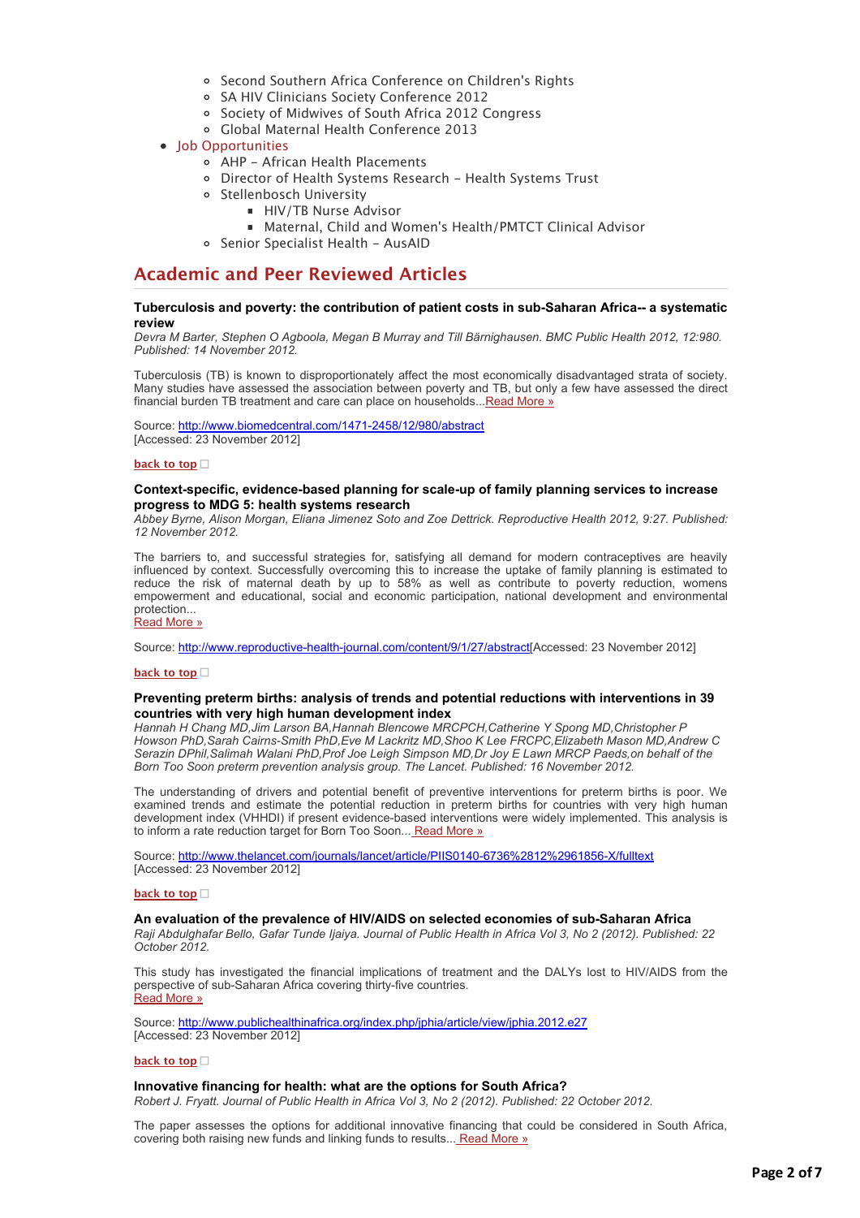- Second Southern Africa Conference on Children's Rights
    - SA HIV Clinicians Society Conference 2012
    - Society of Midwives of South Africa 2012 Congress
    - Global Maternal Health Conference 2013
- Job Opportunities
    - AHP - African Health Placements
    - Director of Health Systems Research - Health Systems Trust
    - Stellenbosch University
        - HIV/TB Nurse Advisor
        - Maternal, Child and Women's Health/PMTCT Clinical Advisor
    - Senior Specialist Health - AusAID

## Academic and Peer Reviewed Articles

**Tuberculosis and poverty: the contribution of patient costs in sub-Saharan Africa-- a systematic review**
*Devra M Barter, Stephen O Agboola, Megan B Murray and Till Bärnighausen. BMC Public Health 2012, 12:980. Published: 14 November 2012.*

Tuberculosis (TB) is known to disproportionately affect the most economically disadvantaged strata of society. Many studies have assessed the association between poverty and TB, but only a few have assessed the direct financial burden TB treatment and care can place on households...Read More »

Source: http://www.biomedcentral.com/1471-2458/12/980/abstract
[Accessed: 23 November 2012]

back to top

**Context-specific, evidence-based planning for scale-up of family planning services to increase progress to MDG 5: health systems research**
*Abbey Byrne, Alison Morgan, Eliana Jimenez Soto and Zoe Dettrick. Reproductive Health 2012, 9:27. Published: 12 November 2012.*

The barriers to, and successful strategies for, satisfying all demand for modern contraceptives are heavily influenced by context. Successfully overcoming this to increase the uptake of family planning is estimated to reduce the risk of maternal death by up to 58% as well as contribute to poverty reduction, womens empowerment and educational, social and economic participation, national development and environmental protection...
Read More »

Source: http://www.reproductive-health-journal.com/content/9/1/27/abstract[Accessed: 23 November 2012]

back to top

**Preventing preterm births: analysis of trends and potential reductions with interventions in 39 countries with very high human development index**
*Hannah H Chang MD,Jim Larson BA,Hannah Blencowe MRCPCH,Catherine Y Spong MD,Christopher P Howson PhD,Sarah Cairns-Smith PhD,Eve M Lackritz MD,Shoo K Lee FRCPC,Elizabeth Mason MD,Andrew C Serazin DPhil,Salimah Walani PhD,Prof Joe Leigh Simpson MD,Dr Joy E Lawn MRCP Paeds,on behalf of the Born Too Soon preterm prevention analysis group. The Lancet. Published: 16 November 2012.*

The understanding of drivers and potential benefit of preventive interventions for preterm births is poor. We examined trends and estimate the potential reduction in preterm births for countries with very high human development index (VHHDI) if present evidence-based interventions were widely implemented. This analysis is to inform a rate reduction target for Born Too Soon... Read More »

Source: http://www.thelancet.com/journals/lancet/article/PIIS0140-6736%2812%2961856-X/fulltext
[Accessed: 23 November 2012]

back to top

**An evaluation of the prevalence of HIV/AIDS on selected economies of sub-Saharan Africa**
*Raji Abdulghafar Bello, Gafar Tunde Ijaiya. Journal of Public Health in Africa Vol 3, No 2 (2012). Published: 22 October 2012.*

This study has investigated the financial implications of treatment and the DALYs lost to HIV/AIDS from the perspective of sub-Saharan Africa covering thirty-five countries.
Read More »

Source: http://www.publichealthinafrica.org/index.php/jphia/article/view/jphia.2012.e27
[Accessed: 23 November 2012]

back to top

**Innovative financing for health: what are the options for South Africa?**
*Robert J. Fryatt. Journal of Public Health in Africa Vol 3, No 2 (2012). Published: 22 October 2012.*

The paper assesses the options for additional innovative financing that could be considered in South Africa, covering both raising new funds and linking funds to results... Read More »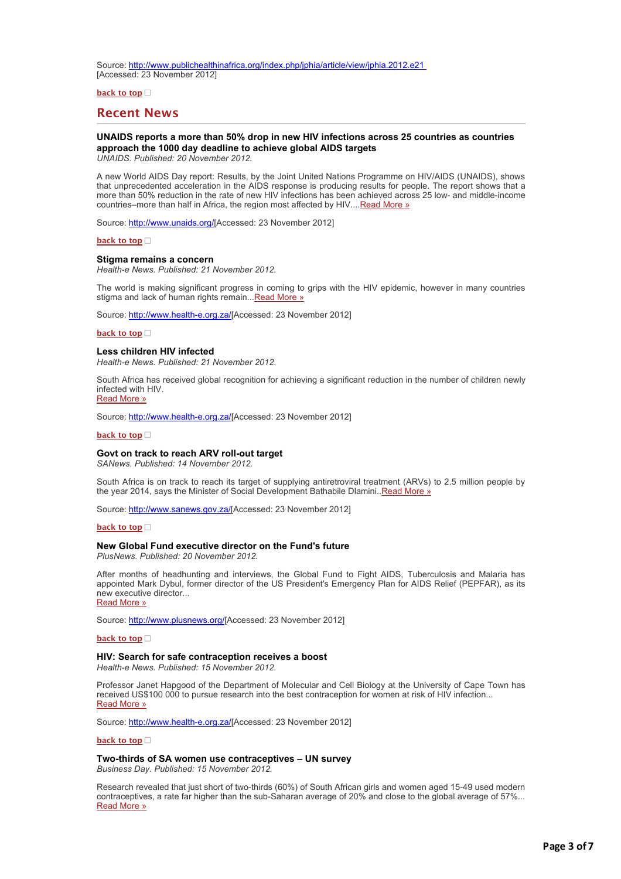Source: http://www.publichealthinafrica.org/index.php/jphia/article/view/jphia.2012.e21
[Accessed: 23 November 2012]

back to top

## Recent News

### UNAIDS reports a more than 50% drop in new HIV infections across 25 countries as countries approach the 1000 day deadline to achieve global AIDS targets

*UNAIDS. Published: 20 November 2012.*

A new World AIDS Day report: Results, by the Joint United Nations Programme on HIV/AIDS (UNAIDS), shows that unprecedented acceleration in the AIDS response is producing results for people. The report shows that a more than 50% reduction in the rate of new HIV infections has been achieved across 25 low- and middle-income countries–more than half in Africa, the region most affected by HIV....Read More »

Source: http://www.unaids.org/[Accessed: 23 November 2012]

back to top

### Stigma remains a concern

*Health-e News. Published: 21 November 2012.*

The world is making significant progress in coming to grips with the HIV epidemic, however in many countries stigma and lack of human rights remain...Read More »

Source: http://www.health-e.org.za/[Accessed: 23 November 2012]

back to top

### Less children HIV infected

*Health-e News. Published: 21 November 2012.*

South Africa has received global recognition for achieving a significant reduction in the number of children newly infected with HIV.
Read More »

Source: http://www.health-e.org.za/[Accessed: 23 November 2012]

back to top

### Govt on track to reach ARV roll-out target

*SANews. Published: 14 November 2012.*

South Africa is on track to reach its target of supplying antiretroviral treatment (ARVs) to 2.5 million people by the year 2014, says the Minister of Social Development Bathabile Dlamini..Read More »

Source: http://www.sanews.gov.za/[Accessed: 23 November 2012]

back to top

### New Global Fund executive director on the Fund's future

*PlusNews. Published: 20 November 2012.*

After months of headhunting and interviews, the Global Fund to Fight AIDS, Tuberculosis and Malaria has appointed Mark Dybul, former director of the US President's Emergency Plan for AIDS Relief (PEPFAR), as its new executive director...
Read More »

Source: http://www.plusnews.org/[Accessed: 23 November 2012]

back to top

### HIV: Search for safe contraception receives a boost

*Health-e News. Published: 15 November 2012.*

Professor Janet Hapgood of the Department of Molecular and Cell Biology at the University of Cape Town has received US$100 000 to pursue research into the best contraception for women at risk of HIV infection...
Read More »

Source: http://www.health-e.org.za/[Accessed: 23 November 2012]

back to top

### Two-thirds of SA women use contraceptives – UN survey

*Business Day. Published: 15 November 2012.*

Research revealed that just short of two-thirds (60%) of South African girls and women aged 15-49 used modern contraceptives, a rate far higher than the sub-Saharan average of 20% and close to the global average of 57%...
Read More »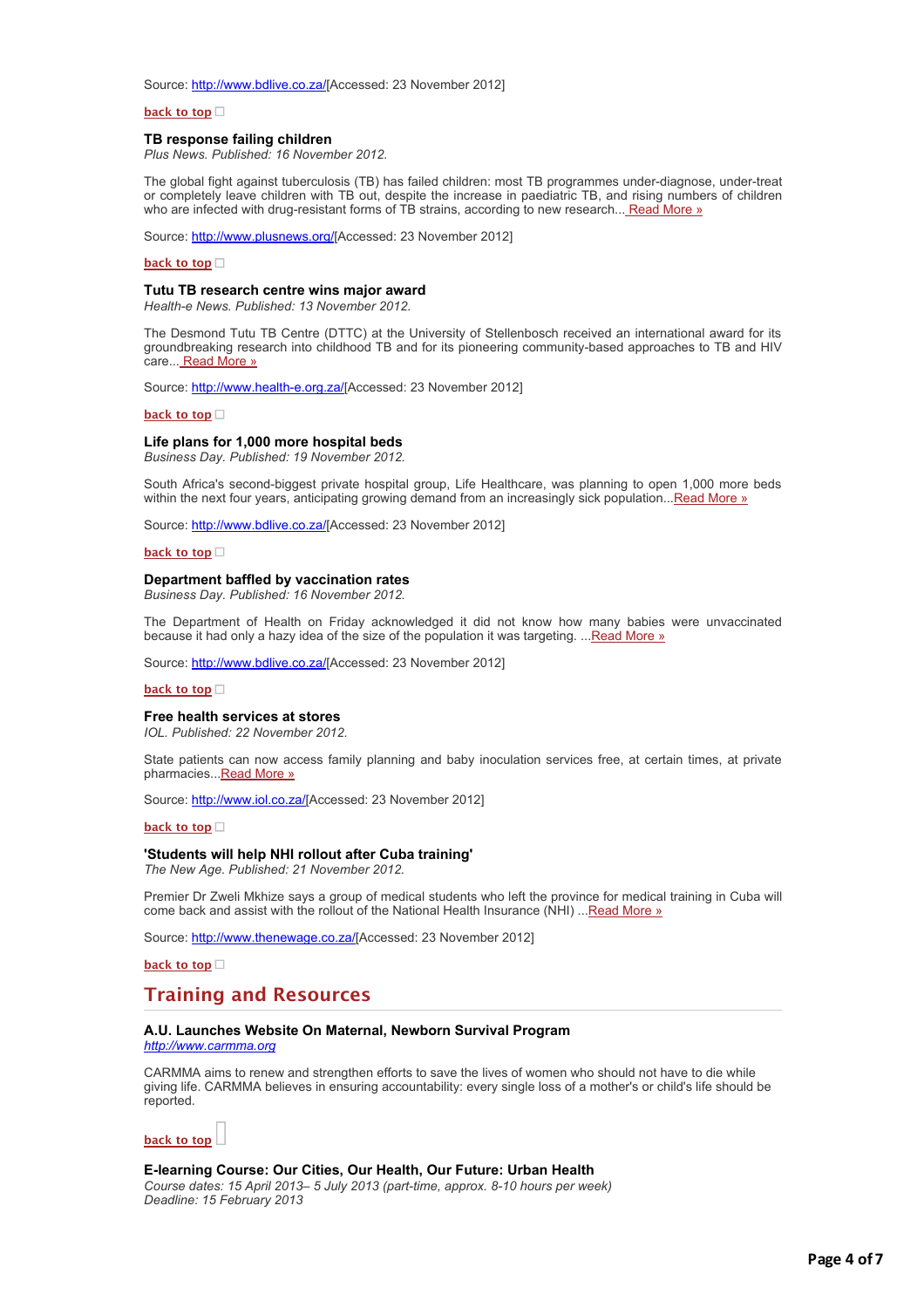Source: http://www.bdlive.co.za/[Accessed: 23 November 2012]

back to top

### TB response failing children

*Plus News. Published: 16 November 2012.*

The global fight against tuberculosis (TB) has failed children: most TB programmes under-diagnose, under-treat or completely leave children with TB out, despite the increase in paediatric TB, and rising numbers of children who are infected with drug-resistant forms of TB strains, according to new research... Read More »

Source: http://www.plusnews.org/[Accessed: 23 November 2012]

back to top

### Tutu TB research centre wins major award

*Health-e News. Published: 13 November 2012.*

The Desmond Tutu TB Centre (DTTC) at the University of Stellenbosch received an international award for its groundbreaking research into childhood TB and for its pioneering community-based approaches to TB and HIV care... Read More »

Source: http://www.health-e.org.za/[Accessed: 23 November 2012]

back to top

### Life plans for 1,000 more hospital beds

*Business Day. Published: 19 November 2012.*

South Africa's second-biggest private hospital group, Life Healthcare, was planning to open 1,000 more beds within the next four years, anticipating growing demand from an increasingly sick population...Read More »

Source: http://www.bdlive.co.za/[Accessed: 23 November 2012]

back to top

### Department baffled by vaccination rates

*Business Day. Published: 16 November 2012.*

The Department of Health on Friday acknowledged it did not know how many babies were unvaccinated because it had only a hazy idea of the size of the population it was targeting. ...Read More »

Source: http://www.bdlive.co.za/[Accessed: 23 November 2012]

back to top

### Free health services at stores

*IOL. Published: 22 November 2012.*

State patients can now access family planning and baby inoculation services free, at certain times, at private pharmacies...Read More »

Source: http://www.iol.co.za/[Accessed: 23 November 2012]

back to top

### 'Students will help NHI rollout after Cuba training'

*The New Age. Published: 21 November 2012.*

Premier Dr Zweli Mkhize says a group of medical students who left the province for medical training in Cuba will come back and assist with the rollout of the National Health Insurance (NHI) ...Read More »

Source: http://www.thenewage.co.za/[Accessed: 23 November 2012]

back to top

## Training and Resources

### A.U. Launches Website On Maternal, Newborn Survival Program

*http://www.carmma.org*

CARMMA aims to renew and strengthen efforts to save the lives of women who should not have to die while giving life. CARMMA believes in ensuring accountability: every single loss of a mother's or child's life should be reported.

back to top

### E-learning Course: Our Cities, Our Health, Our Future: Urban Health

*Course dates: 15 April 2013– 5 July 2013 (part-time, approx. 8-10 hours per week)*
*Deadline: 15 February 2013*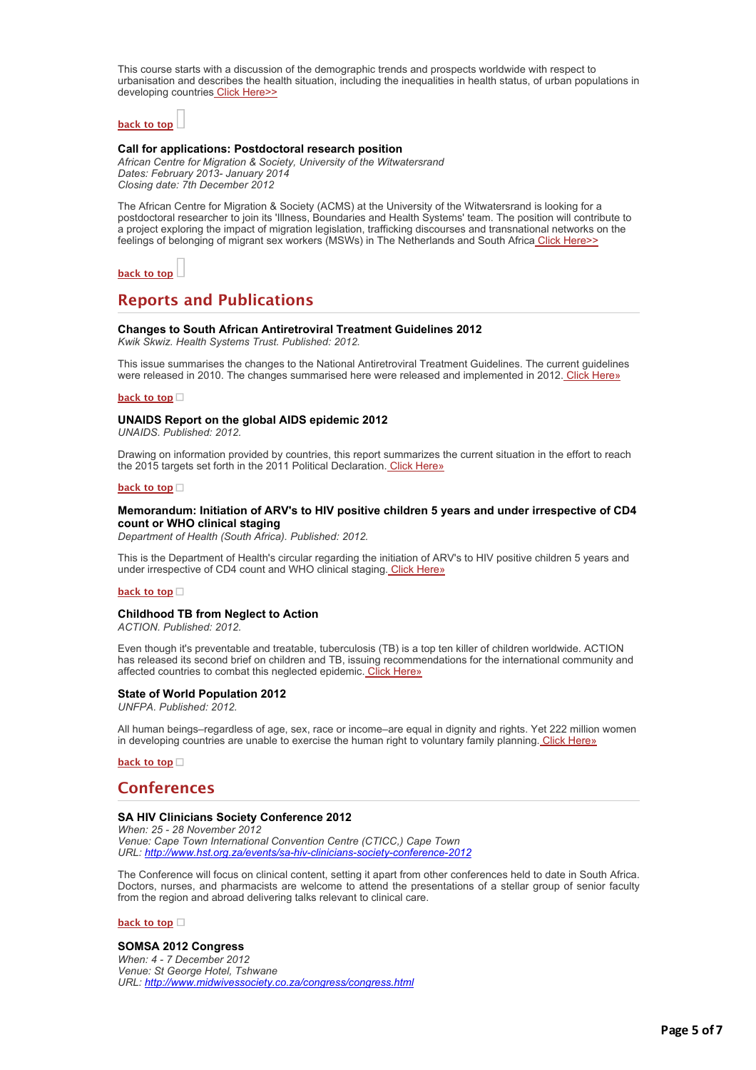This course starts with a discussion of the demographic trends and prospects worldwide with respect to urbanisation and describes the health situation, including the inequalities in health status, of urban populations in developing countries Click Here>>

back to top

### Call for applications: Postdoctoral research position

*African Centre for Migration & Society, University of the Witwatersrand*
*Dates: February 2013- January 2014*
*Closing date: 7th December 2012*

The African Centre for Migration & Society (ACMS) at the University of the Witwatersrand is looking for a postdoctoral researcher to join its 'Illness, Boundaries and Health Systems' team. The position will contribute to a project exploring the impact of migration legislation, trafficking discourses and transnational networks on the feelings of belonging of migrant sex workers (MSWs) in The Netherlands and South Africa Click Here>>

back to top

## Reports and Publications

### Changes to South African Antiretroviral Treatment Guidelines 2012

*Kwik Skwiz. Health Systems Trust. Published: 2012.*

This issue summarises the changes to the National Antiretroviral Treatment Guidelines. The current guidelines were released in 2010. The changes summarised here were released and implemented in 2012. Click Here»

back to top

### UNAIDS Report on the global AIDS epidemic 2012

*UNAIDS. Published: 2012.*

Drawing on information provided by countries, this report summarizes the current situation in the effort to reach the 2015 targets set forth in the 2011 Political Declaration. Click Here»

back to top

### Memorandum: Initiation of ARV's to HIV positive children 5 years and under irrespective of CD4 count or WHO clinical staging

*Department of Health (South Africa). Published: 2012.*

This is the Department of Health's circular regarding the initiation of ARV's to HIV positive children 5 years and under irrespective of CD4 count and WHO clinical staging. Click Here»

back to top

### Childhood TB from Neglect to Action

*ACTION. Published: 2012.*

Even though it's preventable and treatable, tuberculosis (TB) is a top ten killer of children worldwide. ACTION has released its second brief on children and TB, issuing recommendations for the international community and affected countries to combat this neglected epidemic. Click Here»

### State of World Population 2012

*UNFPA. Published: 2012.*

All human beings–regardless of age, sex, race or income–are equal in dignity and rights. Yet 222 million women in developing countries are unable to exercise the human right to voluntary family planning. Click Here»

back to top

## Conferences

### SA HIV Clinicians Society Conference 2012

*When: 25 - 28 November 2012*
*Venue: Cape Town International Convention Centre (CTICC,) Cape Town*
*URL: http://www.hst.org.za/events/sa-hiv-clinicians-society-conference-2012*

The Conference will focus on clinical content, setting it apart from other conferences held to date in South Africa. Doctors, nurses, and pharmacists are welcome to attend the presentations of a stellar group of senior faculty from the region and abroad delivering talks relevant to clinical care.

back to top

### SOMSA 2012 Congress

*When: 4 - 7 December 2012*
*Venue: St George Hotel, Tshwane*
*URL: http://www.midwivessociety.co.za/congress/congress.html*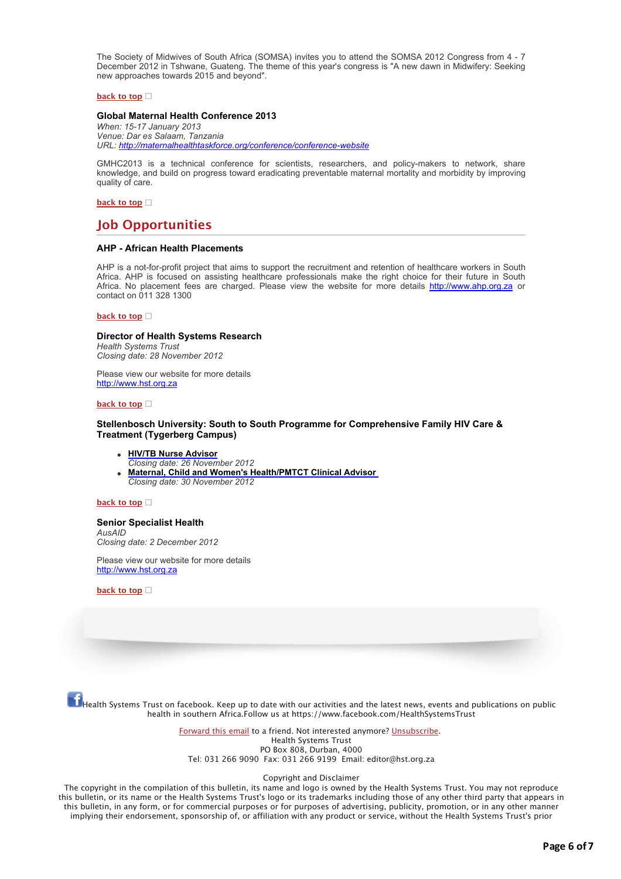The Society of Midwives of South Africa (SOMSA) invites you to attend the SOMSA 2012 Congress from 4 - 7 December 2012 in Tshwane, Guateng. The theme of this year's congress is "A new dawn in Midwifery: Seeking new approaches towards 2015 and beyond".

**back to top**

### Global Maternal Health Conference 2013

*When: 15-17 January 2013*
*Venue: Dar es Salaam, Tanzania*
*URL: http://maternalhealthtaskforce.org/conference/conference-website*

GMHC2013 is a technical conference for scientists, researchers, and policy-makers to network, share knowledge, and build on progress toward eradicating preventable maternal mortality and morbidity by improving quality of care.

**back to top**

## Job Opportunities

### AHP - African Health Placements

AHP is a not-for-profit project that aims to support the recruitment and retention of healthcare workers in South Africa. AHP is focused on assisting healthcare professionals make the right choice for their future in South Africa. No placement fees are charged. Please view the website for more details http://www.ahp.org.za or contact on 011 328 1300

**back to top**

### Director of Health Systems Research

*Health Systems Trust*
*Closing date: 28 November 2012*

Please view our website for more details
http://www.hst.org.za

**back to top**

### Stellenbosch University: South to South Programme for Comprehensive Family HIV Care & Treatment (Tygerberg Campus)

- **HIV/TB Nurse Advisor**
  *Closing date: 26 November 2012*
- **Maternal, Child and Women's Health/PMTCT Clinical Advisor**
  *Closing date: 30 November 2012*

**back to top**

### Senior Specialist Health

*AusAID*
*Closing date: 2 December 2012*

Please view our website for more details
http://www.hst.org.za

**back to top**

Health Systems Trust on facebook. Keep up to date with our activities and the latest news, events and publications on public health in southern Africa.Follow us at https://www.facebook.com/HealthSystemsTrust

Forward this email to a friend. Not interested anymore? Unsubscribe.
Health Systems Trust
PO Box 808, Durban, 4000
Tel: 031 266 9090 Fax: 031 266 9199 Email: editor@hst.org.za

Copyright and Disclaimer
The copyright in the compilation of this bulletin, its name and logo is owned by the Health Systems Trust. You may not reproduce this bulletin, or its name or the Health Systems Trust's logo or its trademarks including those of any other third party that appears in this bulletin, in any form, or for commercial purposes or for purposes of advertising, publicity, promotion, or in any other manner implying their endorsement, sponsorship of, or affiliation with any product or service, without the Health Systems Trust's prior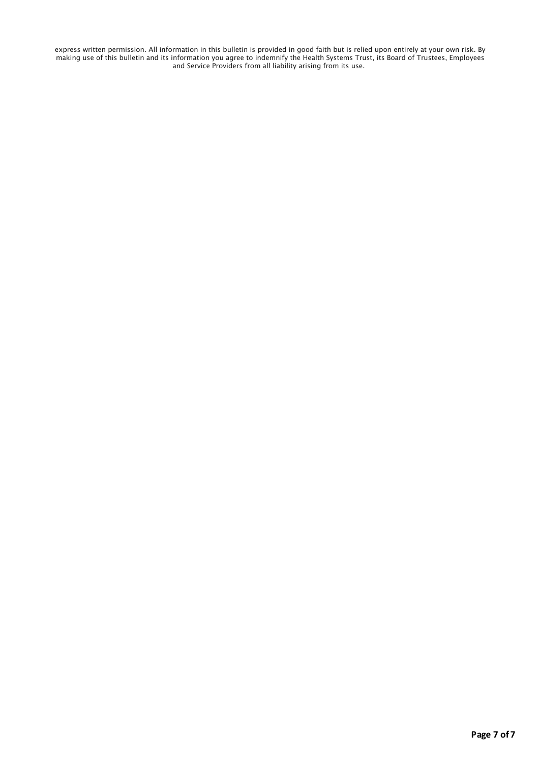express written permission. All information in this bulletin is provided in good faith but is relied upon entirely at your own risk. By making use of this bulletin and its information you agree to indemnify the Health Systems Trust, its Board of Trustees, Employees and Service Providers from all liability arising from its use.